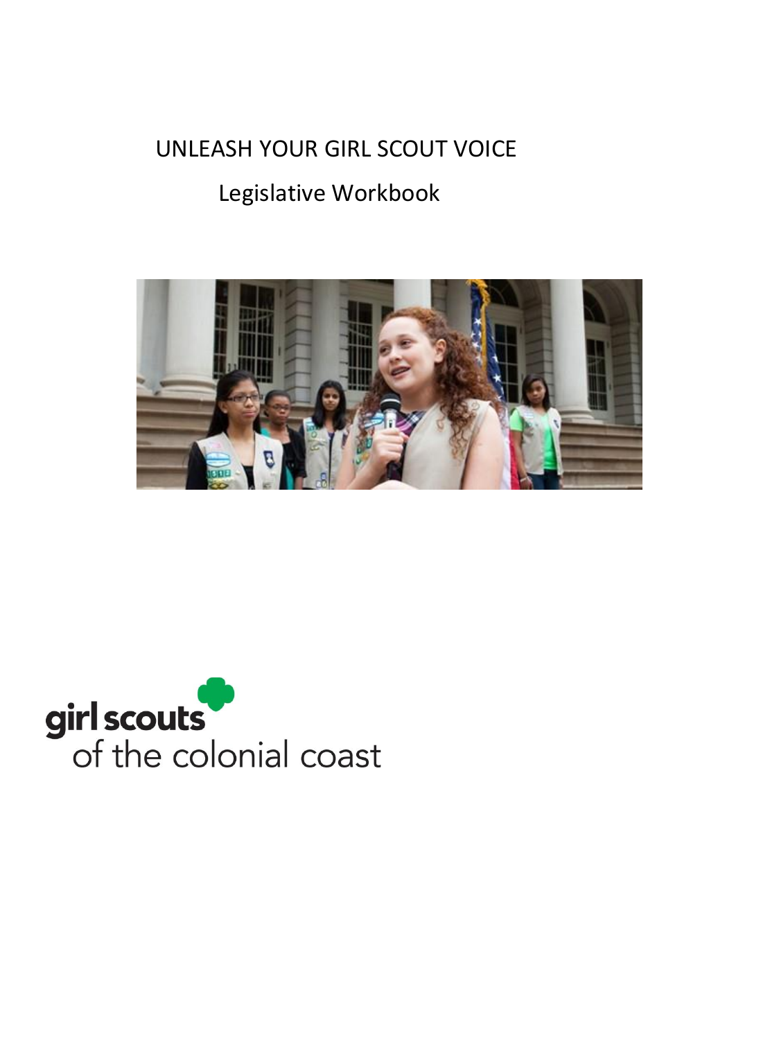# UNLEASH YOUR GIRL SCOUT VOICE

## Legislative Workbook

girl scouts
of the colonial coast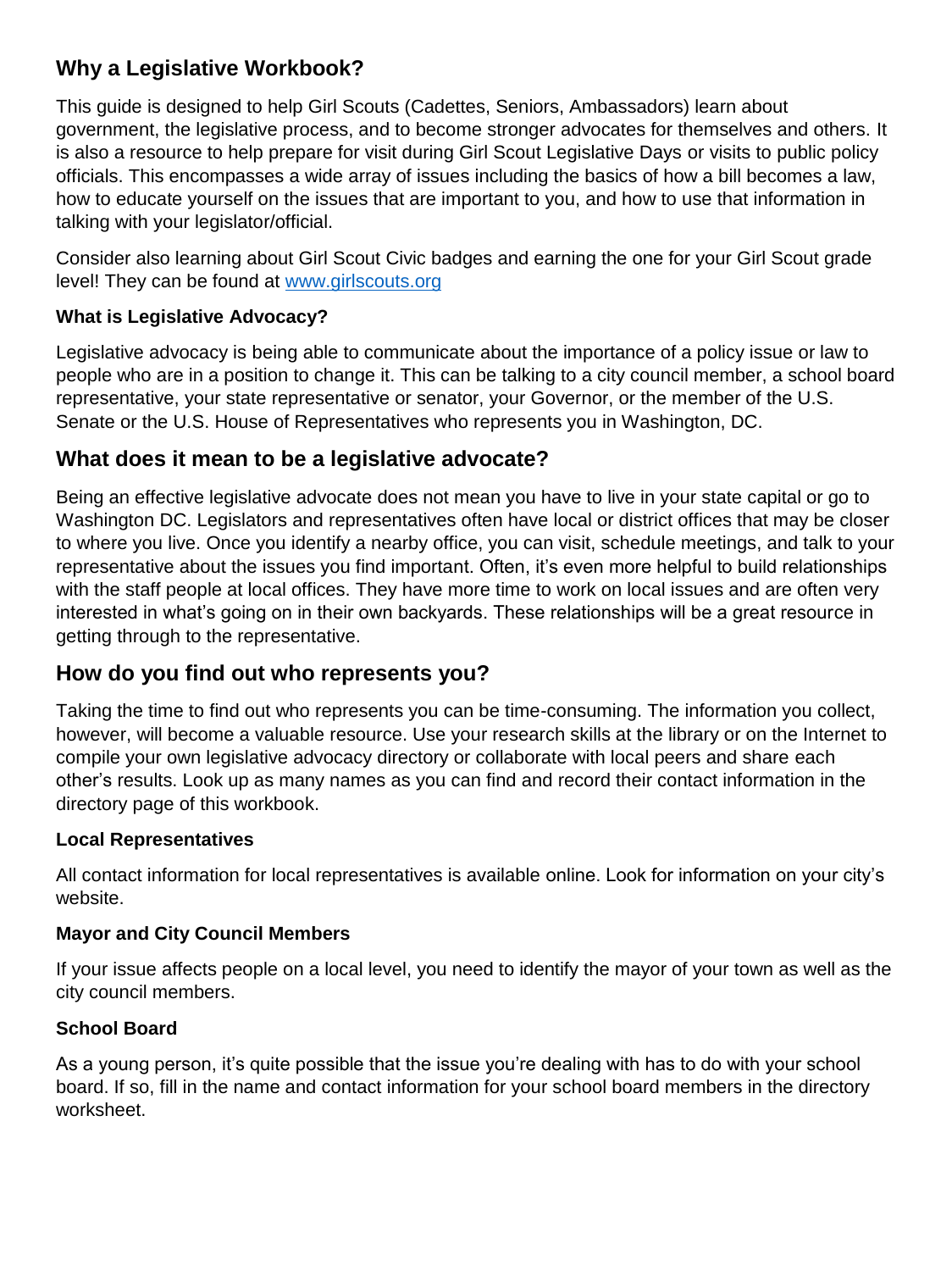## Why a Legislative Workbook?

This guide is designed to help Girl Scouts (Cadettes, Seniors, Ambassadors) learn about government, the legislative process, and to become stronger advocates for themselves and others. It is also a resource to help prepare for visit during Girl Scout Legislative Days or visits to public policy officials. This encompasses a wide array of issues including the basics of how a bill becomes a law, how to educate yourself on the issues that are important to you, and how to use that information in talking with your legislator/official.

Consider also learning about Girl Scout Civic badges and earning the one for your Girl Scout grade level! They can be found at [www.girlscouts.org](http://www.girlscouts.org)

#### What is Legislative Advocacy?

Legislative advocacy is being able to communicate about the importance of a policy issue or law to people who are in a position to change it. This can be talking to a city council member, a school board representative, your state representative or senator, your Governor, or the member of the U.S. Senate or the U.S. House of Representatives who represents you in Washington, DC.

## What does it mean to be a legislative advocate?

Being an effective legislative advocate does not mean you have to live in your state capital or go to Washington DC. Legislators and representatives often have local or district offices that may be closer to where you live. Once you identify a nearby office, you can visit, schedule meetings, and talk to your representative about the issues you find important. Often, it's even more helpful to build relationships with the staff people at local offices. They have more time to work on local issues and are often very interested in what's going on in their own backyards. These relationships will be a great resource in getting through to the representative.

## How do you find out who represents you?

Taking the time to find out who represents you can be time-consuming. The information you collect, however, will become a valuable resource. Use your research skills at the library or on the Internet to compile your own legislative advocacy directory or collaborate with local peers and share each other's results. Look up as many names as you can find and record their contact information in the directory page of this workbook.

#### Local Representatives

All contact information for local representatives is available online. Look for information on your city's website.

#### Mayor and City Council Members

If your issue affects people on a local level, you need to identify the mayor of your town as well as the city council members.

#### School Board

As a young person, it's quite possible that the issue you're dealing with has to do with your school board. If so, fill in the name and contact information for your school board members in the directory worksheet.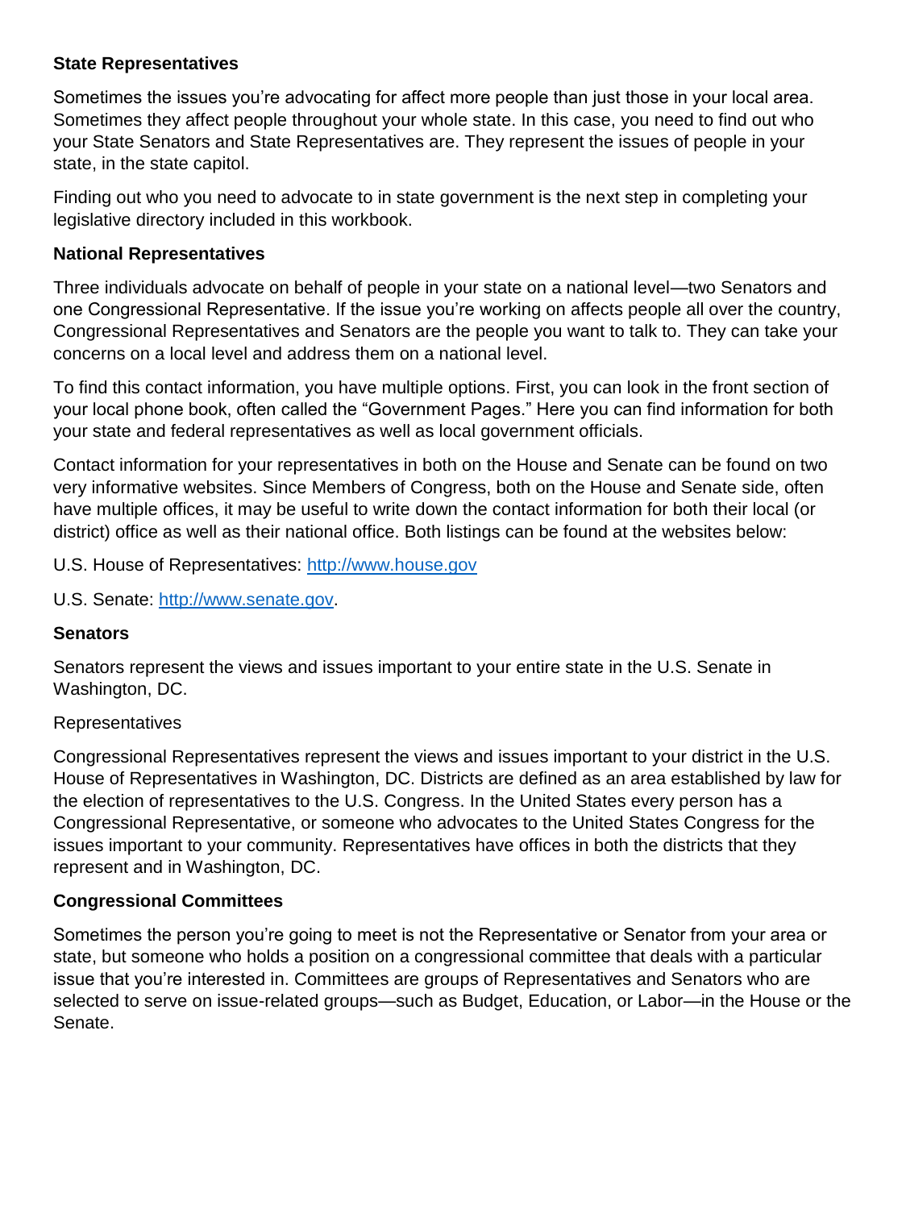**State Representatives**

Sometimes the issues you're advocating for affect more people than just those in your local area. Sometimes they affect people throughout your whole state. In this case, you need to find out who your State Senators and State Representatives are. They represent the issues of people in your state, in the state capitol.

Finding out who you need to advocate to in state government is the next step in completing your legislative directory included in this workbook.

**National Representatives**

Three individuals advocate on behalf of people in your state on a national level—two Senators and one Congressional Representative. If the issue you're working on affects people all over the country, Congressional Representatives and Senators are the people you want to talk to. They can take your concerns on a local level and address them on a national level.

To find this contact information, you have multiple options. First, you can look in the front section of your local phone book, often called the "Government Pages." Here you can find information for both your state and federal representatives as well as local government officials.

Contact information for your representatives in both on the House and Senate can be found on two very informative websites. Since Members of Congress, both on the House and Senate side, often have multiple offices, it may be useful to write down the contact information for both their local (or district) office as well as their national office. Both listings can be found at the websites below:

U.S. House of Representatives: [http://www.house.gov](http://www.house.gov)

U.S. Senate: [http://www.senate.gov](http://www.senate.gov).

**Senators**

Senators represent the views and issues important to your entire state in the U.S. Senate in Washington, DC.

Representatives

Congressional Representatives represent the views and issues important to your district in the U.S. House of Representatives in Washington, DC. Districts are defined as an area established by law for the election of representatives to the U.S. Congress. In the United States every person has a Congressional Representative, or someone who advocates to the United States Congress for the issues important to your community. Representatives have offices in both the districts that they represent and in Washington, DC.

**Congressional Committees**

Sometimes the person you're going to meet is not the Representative or Senator from your area or state, but someone who holds a position on a congressional committee that deals with a particular issue that you're interested in. Committees are groups of Representatives and Senators who are selected to serve on issue-related groups—such as Budget, Education, or Labor—in the House or the Senate.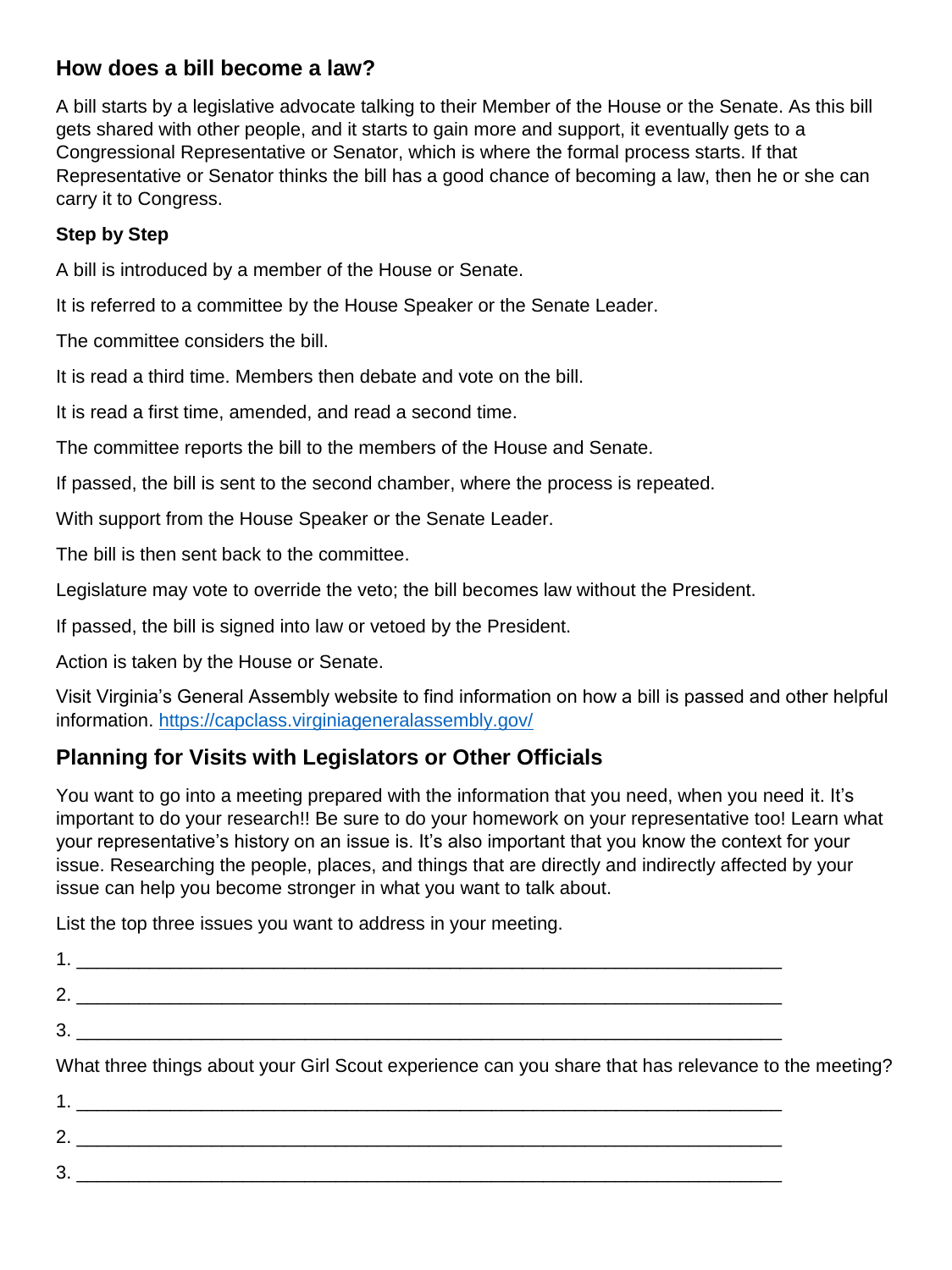## How does a bill become a law?

A bill starts by a legislative advocate talking to their Member of the House or the Senate. As this bill gets shared with other people, and it starts to gain more and support, it eventually gets to a Congressional Representative or Senator, which is where the formal process starts. If that Representative or Senator thinks the bill has a good chance of becoming a law, then he or she can carry it to Congress.

### Step by Step

A bill is introduced by a member of the House or Senate.

It is referred to a committee by the House Speaker or the Senate Leader.

The committee considers the bill.

It is read a third time. Members then debate and vote on the bill.

It is read a first time, amended, and read a second time.

The committee reports the bill to the members of the House and Senate.

If passed, the bill is sent to the second chamber, where the process is repeated.

With support from the House Speaker or the Senate Leader.

The bill is then sent back to the committee.

Legislature may vote to override the veto; the bill becomes law without the President.

If passed, the bill is signed into law or vetoed by the President.

Action is taken by the House or Senate.

Visit Virginia's General Assembly website to find information on how a bill is passed and other helpful information. https://capclass.virginiageneralassembly.gov/

## Planning for Visits with Legislators or Other Officials

You want to go into a meeting prepared with the information that you need, when you need it. It's important to do your research!! Be sure to do your homework on your representative too! Learn what your representative's history on an issue is. It's also important that you know the context for your issue. Researching the people, places, and things that are directly and indirectly affected by your issue can help you become stronger in what you want to talk about.

List the top three issues you want to address in your meeting.

1. ________________________________________________________________

2. ________________________________________________________________

3. ________________________________________________________________

What three things about your Girl Scout experience can you share that has relevance to the meeting?

1. ________________________________________________________________

2. ________________________________________________________________

3. ________________________________________________________________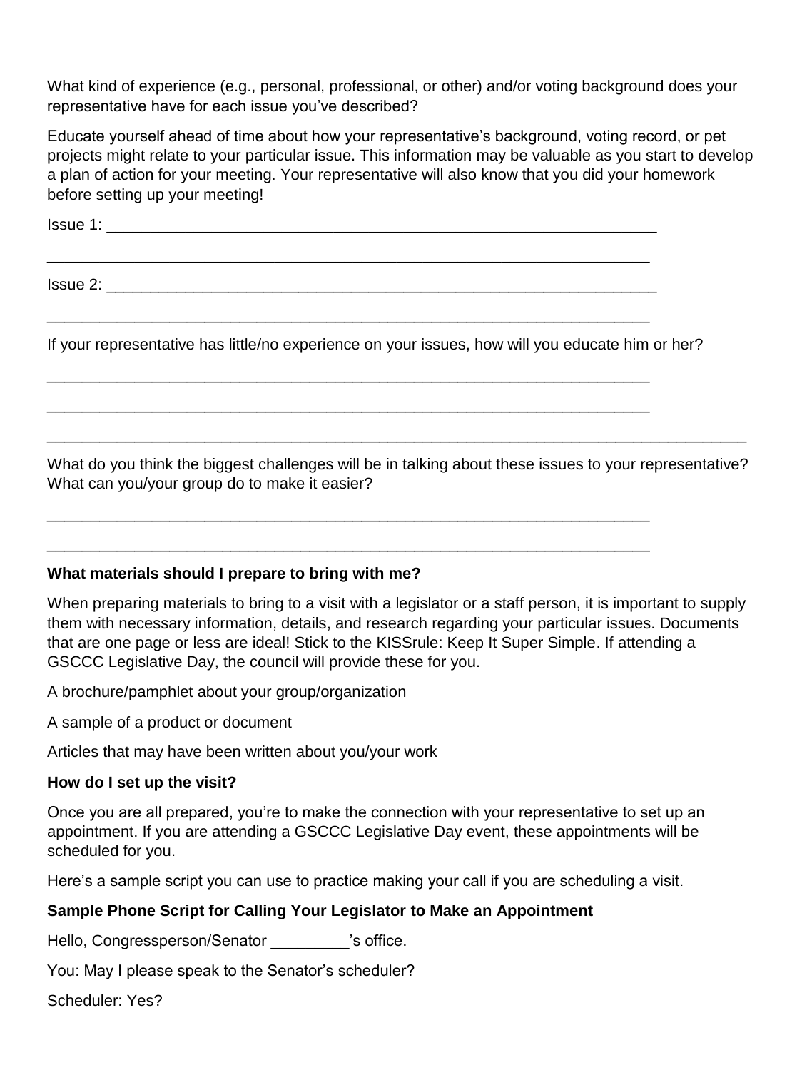What kind of experience (e.g., personal, professional, or other) and/or voting background does your representative have for each issue you've described?

Educate yourself ahead of time about how your representative's background, voting record, or pet projects might relate to your particular issue. This information may be valuable as you start to develop a plan of action for your meeting. Your representative will also know that you did your homework before setting up your meeting!

Issue 1: ___________________________________________________________________

_____________________________________________________________________

Issue 2: ___________________________________________________________________

_____________________________________________________________________

If your representative has little/no experience on your issues, how will you educate him or her?

_____________________________________________________________________

_____________________________________________________________________

_____________________________________________________________________________

What do you think the biggest challenges will be in talking about these issues to your representative? What can you/your group do to make it easier?

_____________________________________________________________________

_____________________________________________________________________

**What materials should I prepare to bring with me?**

When preparing materials to bring to a visit with a legislator or a staff person, it is important to supply them with necessary information, details, and research regarding your particular issues. Documents that are one page or less are ideal! Stick to the KISSrule: Keep It Super Simple. If attending a GSCCC Legislative Day, the council will provide these for you.

A brochure/pamphlet about your group/organization

A sample of a product or document

Articles that may have been written about you/your work

**How do I set up the visit?**

Once you are all prepared, you're to make the connection with your representative to set up an appointment. If you are attending a GSCCC Legislative Day event, these appointments will be scheduled for you.

Here's a sample script you can use to practice making your call if you are scheduling a visit.

**Sample Phone Script for Calling Your Legislator to Make an Appointment**

Hello, Congressperson/Senator _________'s office.

You: May I please speak to the Senator's scheduler?

Scheduler: Yes?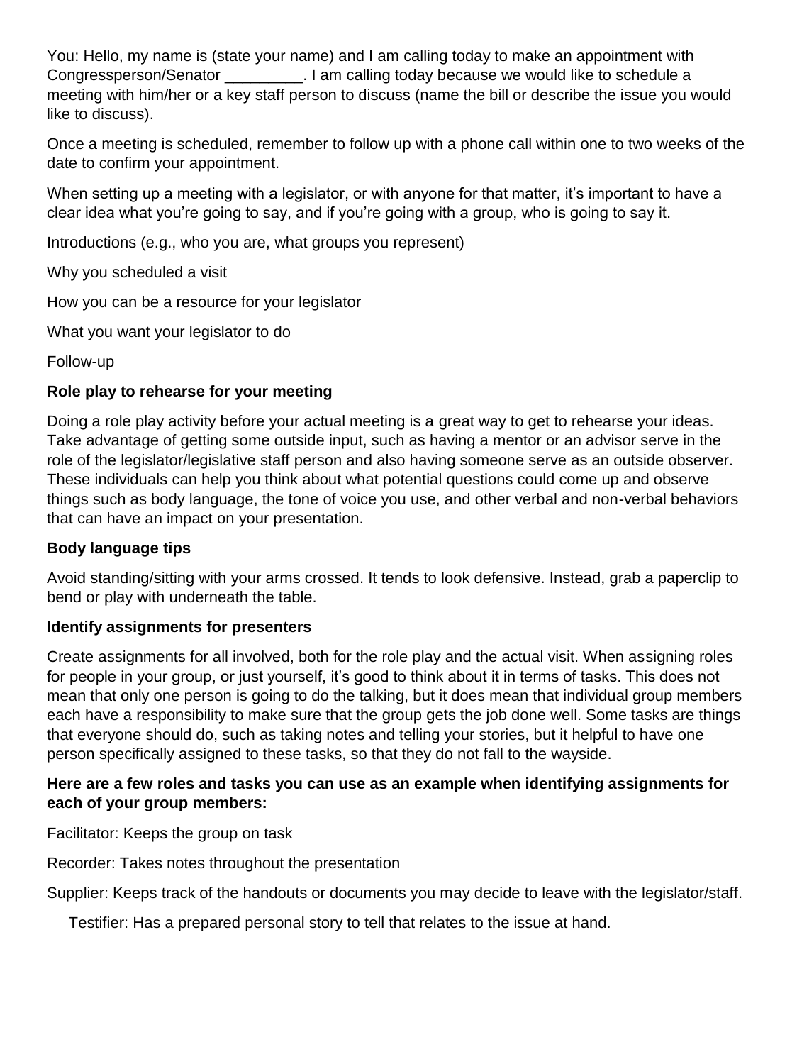You: Hello, my name is (state your name) and I am calling today to make an appointment with Congressperson/Senator _________. I am calling today because we would like to schedule a meeting with him/her or a key staff person to discuss (name the bill or describe the issue you would like to discuss).

Once a meeting is scheduled, remember to follow up with a phone call within one to two weeks of the date to confirm your appointment.

When setting up a meeting with a legislator, or with anyone for that matter, it's important to have a clear idea what you're going to say, and if you're going with a group, who is going to say it.

Introductions (e.g., who you are, what groups you represent)

Why you scheduled a visit

How you can be a resource for your legislator

What you want your legislator to do

Follow-up

**Role play to rehearse for your meeting**

Doing a role play activity before your actual meeting is a great way to get to rehearse your ideas. Take advantage of getting some outside input, such as having a mentor or an advisor serve in the role of the legislator/legislative staff person and also having someone serve as an outside observer. These individuals can help you think about what potential questions could come up and observe things such as body language, the tone of voice you use, and other verbal and non-verbal behaviors that can have an impact on your presentation.

**Body language tips**

Avoid standing/sitting with your arms crossed. It tends to look defensive. Instead, grab a paperclip to bend or play with underneath the table.

**Identify assignments for presenters**

Create assignments for all involved, both for the role play and the actual visit. When assigning roles for people in your group, or just yourself, it's good to think about it in terms of tasks. This does not mean that only one person is going to do the talking, but it does mean that individual group members each have a responsibility to make sure that the group gets the job done well. Some tasks are things that everyone should do, such as taking notes and telling your stories, but it helpful to have one person specifically assigned to these tasks, so that they do not fall to the wayside.

**Here are a few roles and tasks you can use as an example when identifying assignments for each of your group members:**

Facilitator: Keeps the group on task

Recorder: Takes notes throughout the presentation

Supplier: Keeps track of the handouts or documents you may decide to leave with the legislator/staff.

Testifier: Has a prepared personal story to tell that relates to the issue at hand.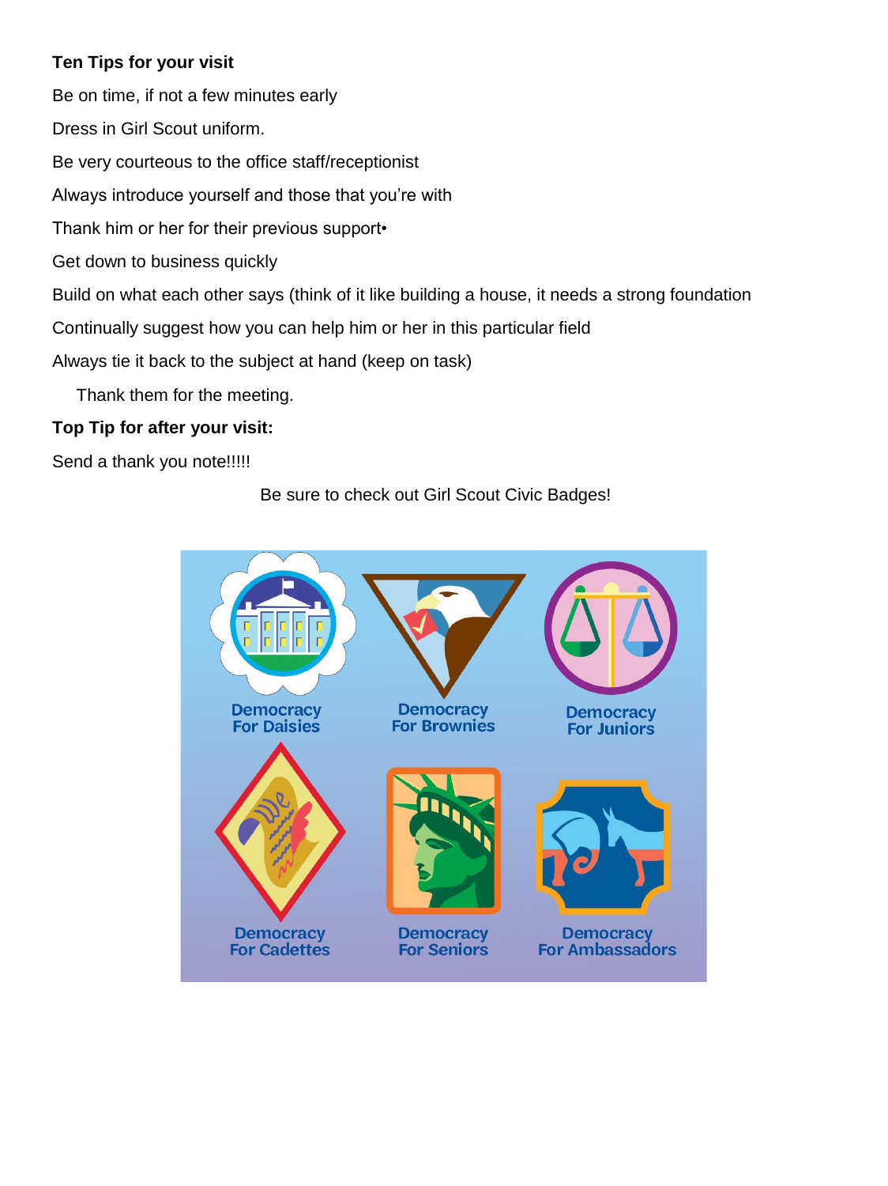**Ten Tips for your visit**

Be on time, if not a few minutes early

Dress in Girl Scout uniform.

Be very courteous to the office staff/receptionist

Always introduce yourself and those that you're with

Thank him or her for their previous support•

Get down to business quickly

Build on what each other says (think of it like building a house, it needs a strong foundation

Continually suggest how you can help him or her in this particular field

Always tie it back to the subject at hand (keep on task)

Thank them for the meeting.

**Top Tip for after your visit:**

Send a thank you note!!!!!

Be sure to check out Girl Scout Civic Badges!

Democracy For Daisies

Democracy For Brownies

Democracy For Juniors

Democracy For Cadettes

Democracy For Seniors

Democracy For Ambassadors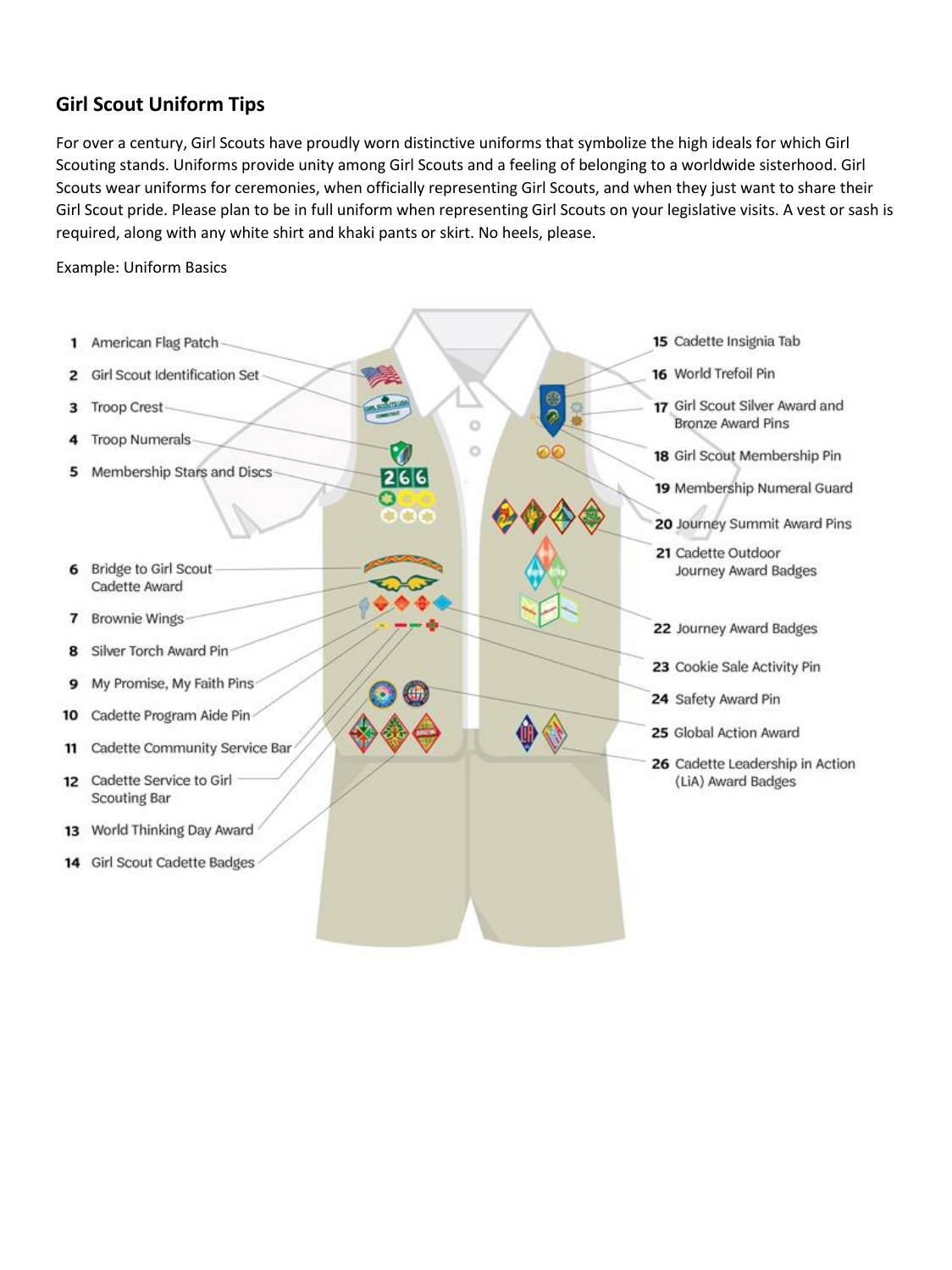## Girl Scout Uniform Tips

For over a century, Girl Scouts have proudly worn distinctive uniforms that symbolize the high ideals for which Girl Scouting stands. Uniforms provide unity among Girl Scouts and a feeling of belonging to a worldwide sisterhood. Girl Scouts wear uniforms for ceremonies, when officially representing Girl Scouts, and when they just want to share their Girl Scout pride. Please plan to be in full uniform when representing Girl Scouts on your legislative visits. A vest or sash is required, along with any white shirt and khaki pants or skirt. No heels, please.

Example: Uniform Basics

1. American Flag Patch
2. Girl Scout Identification Set
3. Troop Crest
4. Troop Numerals
5. Membership Stars and Discs
6. Bridge to Girl Scout Cadette Award
7. Brownie Wings
8. Silver Torch Award Pin
9. My Promise, My Faith Pins
10. Cadette Program Aide Pin
11. Cadette Community Service Bar
12. Cadette Service to Girl Scouting Bar
13. World Thinking Day Award
14. Girl Scout Cadette Badges
15. Cadette Insignia Tab
16. World Trefoil Pin
17. Girl Scout Silver Award and Bronze Award Pins
18. Girl Scout Membership Pin
19. Membership Numeral Guard
20. Journey Summit Award Pins
21. Cadette Outdoor Journey Award Badges
22. Journey Award Badges
23. Cookie Sale Activity Pin
24. Safety Award Pin
25. Global Action Award
26. Cadette Leadership in Action (LiA) Award Badges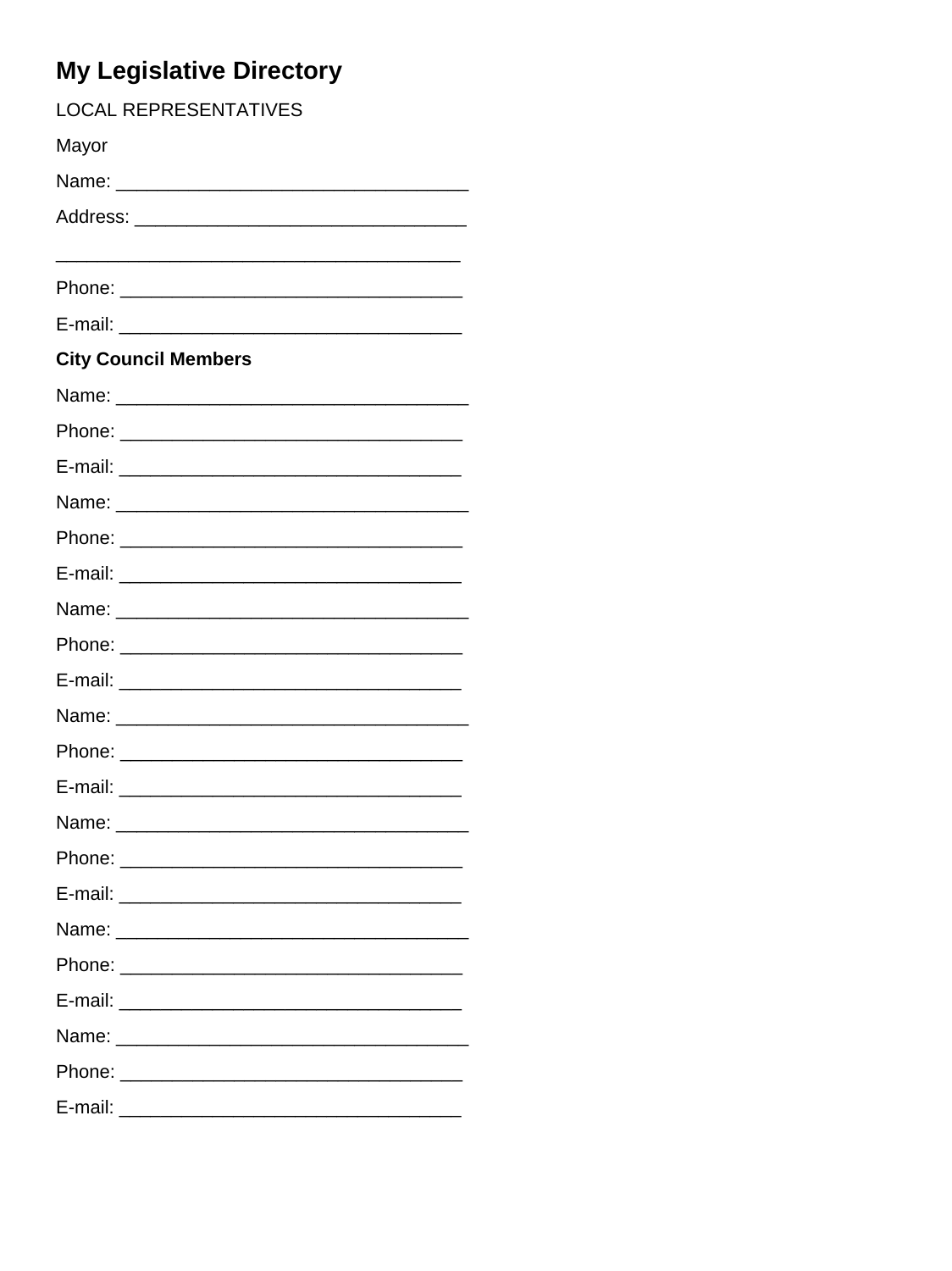# My Legislative Directory

LOCAL REPRESENTATIVES

Mayor

Name: ___________________________________

Address: ________________________________

________________________________________

Phone: __________________________________

E-mail: __________________________________

**City Council Members**

Name: ___________________________________

Phone: __________________________________

E-mail: __________________________________

Name: ___________________________________

Phone: __________________________________

E-mail: __________________________________

Name: ___________________________________

Phone: __________________________________

E-mail: __________________________________

Name: ___________________________________

Phone: __________________________________

E-mail: __________________________________

Name: ___________________________________

Phone: __________________________________

E-mail: __________________________________

Name: ___________________________________

Phone: __________________________________

E-mail: __________________________________

Name: ___________________________________

Phone: __________________________________

E-mail: __________________________________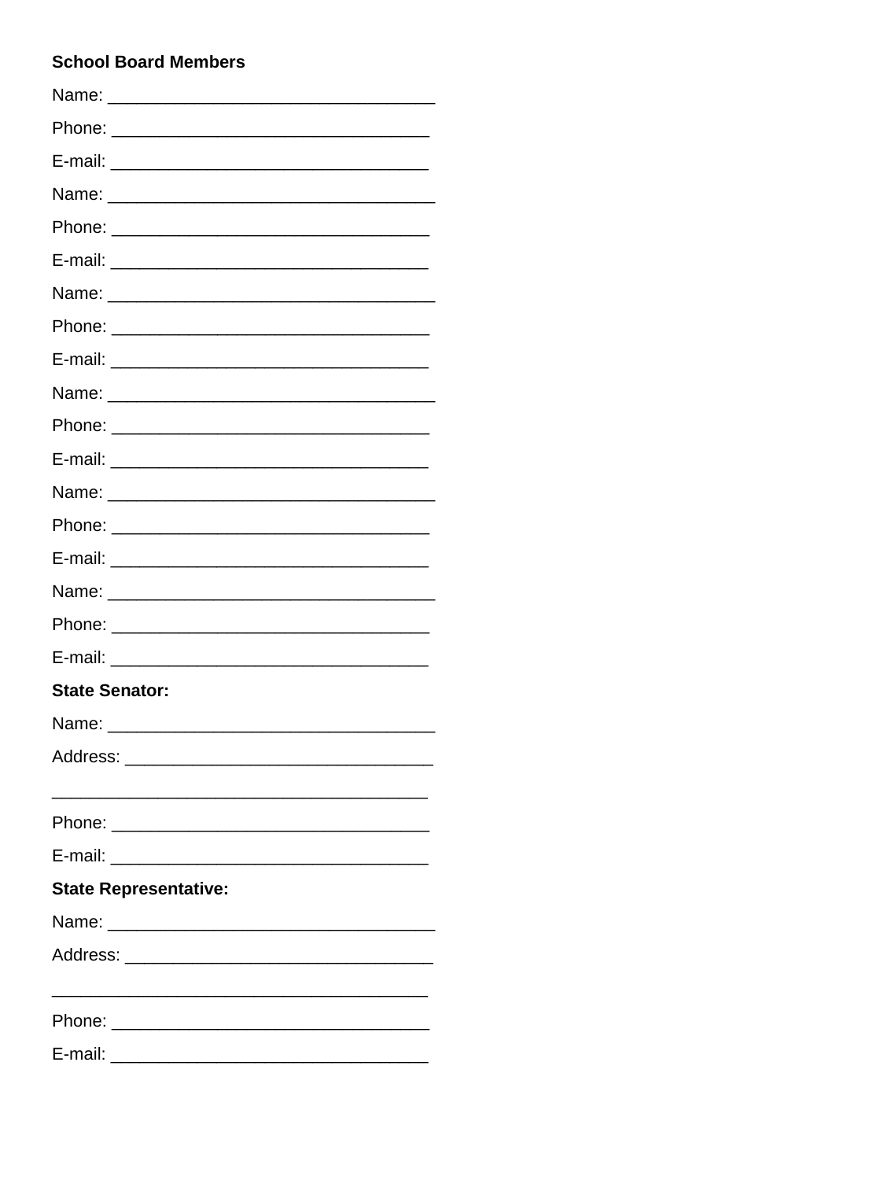**School Board Members**

Name: ___________________________________

Phone: __________________________________

E-mail: __________________________________

Name: ___________________________________

Phone: __________________________________

E-mail: __________________________________

Name: ___________________________________

Phone: __________________________________

E-mail: __________________________________

Name: ___________________________________

Phone: __________________________________

E-mail: __________________________________

Name: ___________________________________

Phone: __________________________________

E-mail: __________________________________

Name: ___________________________________

Phone: __________________________________

E-mail: __________________________________

**State Senator:**

Name: ___________________________________

Address: _________________________________

________________________________________

Phone: __________________________________

E-mail: __________________________________

**State Representative:**

Name: ___________________________________

Address: _________________________________

________________________________________

Phone: __________________________________

E-mail: __________________________________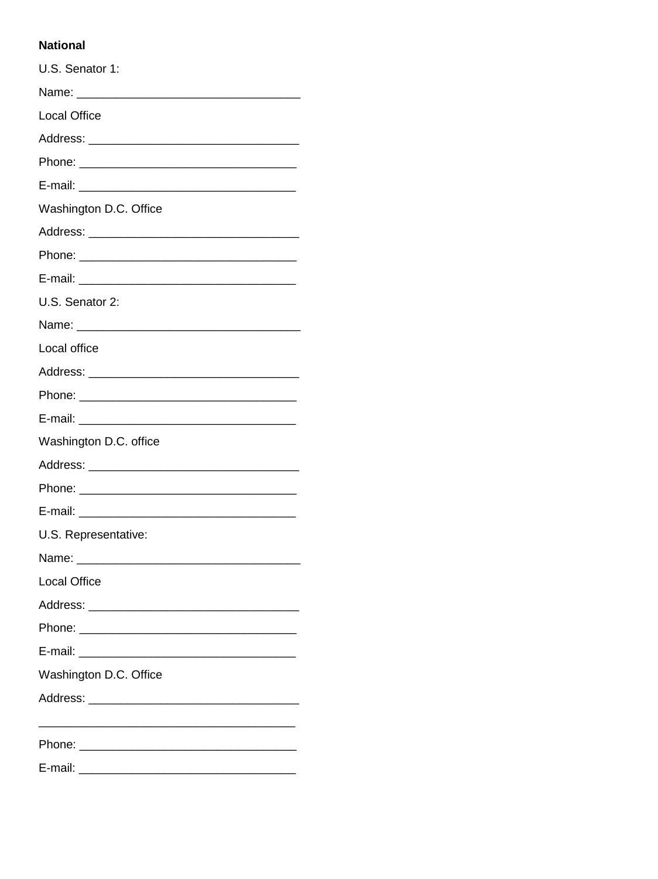**National**

U.S. Senator 1:

Name: ___________________________________

Local Office

Address: _________________________________

Phone: __________________________________

E-mail: __________________________________

Washington D.C. Office

Address: _________________________________

Phone: __________________________________

E-mail: __________________________________

U.S. Senator 2:

Name: ___________________________________

Local office

Address: _________________________________

Phone: __________________________________

E-mail: __________________________________

Washington D.C. office

Address: _________________________________

Phone: __________________________________

E-mail: __________________________________

U.S. Representative:

Name: ___________________________________

Local Office

Address: _________________________________

Phone: __________________________________

E-mail: __________________________________

Washington D.C. Office

Address: _________________________________

________________________________________

Phone: __________________________________

E-mail: __________________________________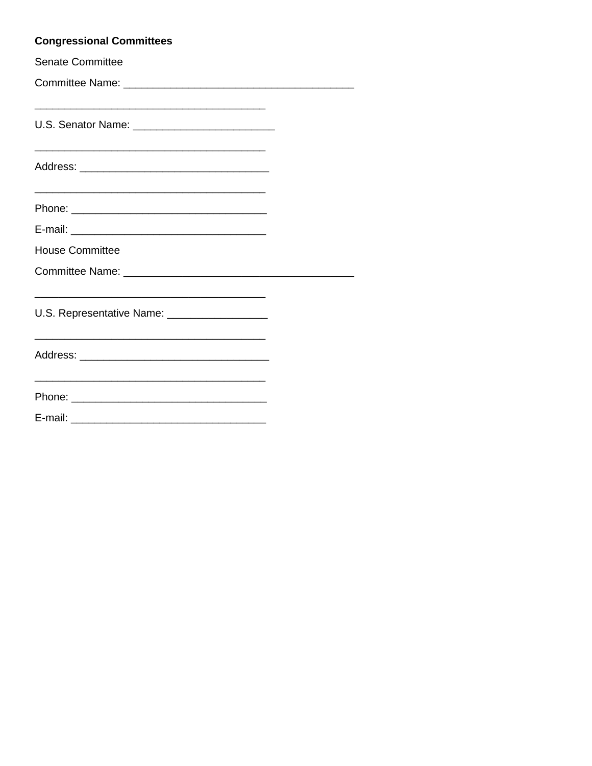**Congressional Committees**

Senate Committee

Committee Name: ______________________________________

______________________________________

U.S. Senator Name: _______________________

______________________________________

Address: _______________________________

______________________________________

Phone: ________________________________

E-mail: ________________________________

House Committee

Committee Name: ______________________________________

______________________________________

U.S. Representative Name: ________________

______________________________________

Address: _______________________________

______________________________________

Phone: ________________________________

E-mail: ________________________________